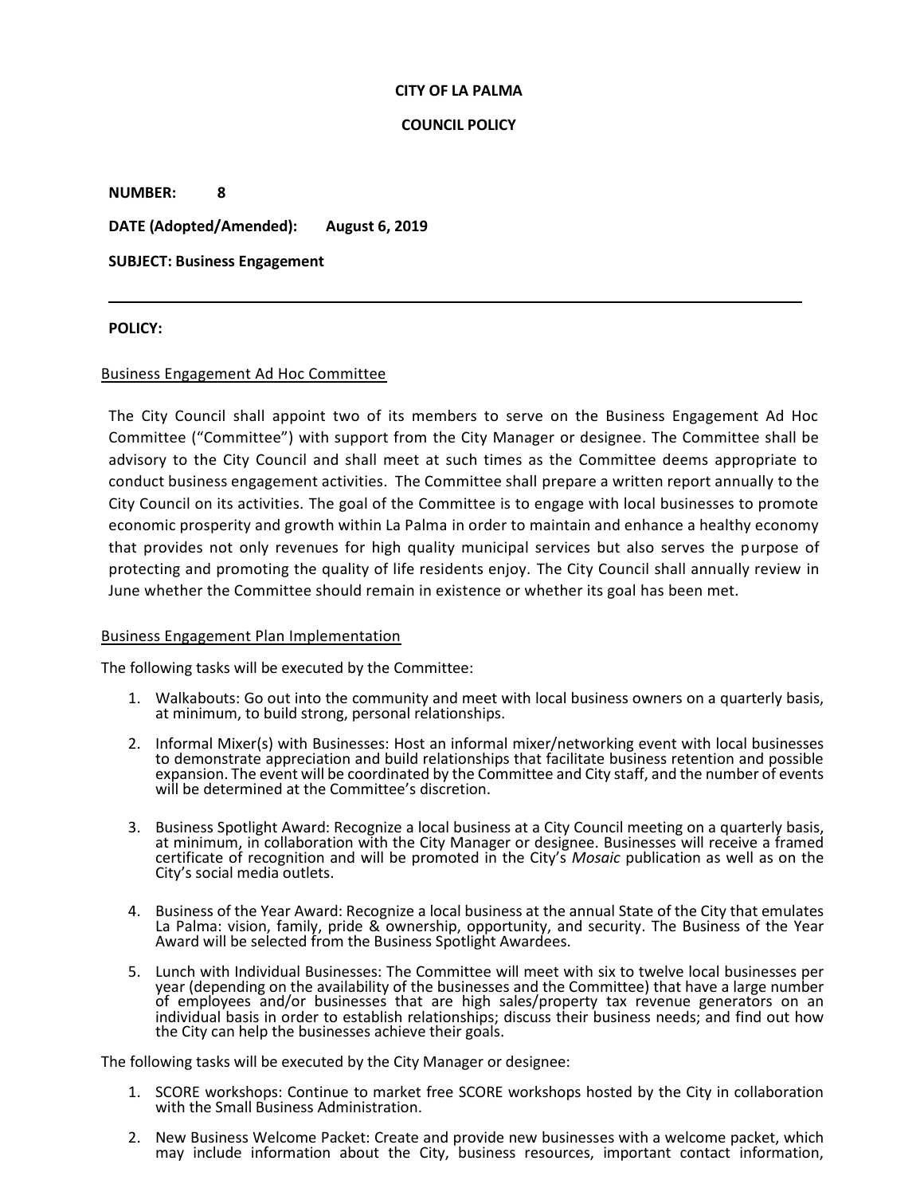**CITY OF LA PALMA**

**COUNCIL POLICY**

**NUMBER:** **8**

**DATE (Adopted/Amended):** **August 6, 2019**

**SUBJECT: Business Engagement**

---

**POLICY:**

Business Engagement Ad Hoc Committee

The City Council shall appoint two of its members to serve on the Business Engagement Ad Hoc Committee ("Committee") with support from the City Manager or designee. The Committee shall be advisory to the City Council and shall meet at such times as the Committee deems appropriate to conduct business engagement activities. The Committee shall prepare a written report annually to the City Council on its activities. The goal of the Committee is to engage with local businesses to promote economic prosperity and growth within La Palma in order to maintain and enhance a healthy economy that provides not only revenues for high quality municipal services but also serves the purpose of protecting and promoting the quality of life residents enjoy. The City Council shall annually review in June whether the Committee should remain in existence or whether its goal has been met.

Business Engagement Plan Implementation

The following tasks will be executed by the Committee:

1. Walkabouts: Go out into the community and meet with local business owners on a quarterly basis, at minimum, to build strong, personal relationships.
2. Informal Mixer(s) with Businesses: Host an informal mixer/networking event with local businesses to demonstrate appreciation and build relationships that facilitate business retention and possible expansion. The event will be coordinated by the Committee and City staff, and the number of events will be determined at the Committee's discretion.
3. Business Spotlight Award: Recognize a local business at a City Council meeting on a quarterly basis, at minimum, in collaboration with the City Manager or designee. Businesses will receive a framed certificate of recognition and will be promoted in the City's *Mosaic* publication as well as on the City's social media outlets.
4. Business of the Year Award: Recognize a local business at the annual State of the City that emulates La Palma: vision, family, pride & ownership, opportunity, and security. The Business of the Year Award will be selected from the Business Spotlight Awardees.
5. Lunch with Individual Businesses: The Committee will meet with six to twelve local businesses per year (depending on the availability of the businesses and the Committee) that have a large number of employees and/or businesses that are high sales/property tax revenue generators on an individual basis in order to establish relationships; discuss their business needs; and find out how the City can help the businesses achieve their goals.

The following tasks will be executed by the City Manager or designee:

1. SCORE workshops: Continue to market free SCORE workshops hosted by the City in collaboration with the Small Business Administration.
2. New Business Welcome Packet: Create and provide new businesses with a welcome packet, which may include information about the City, business resources, important contact information,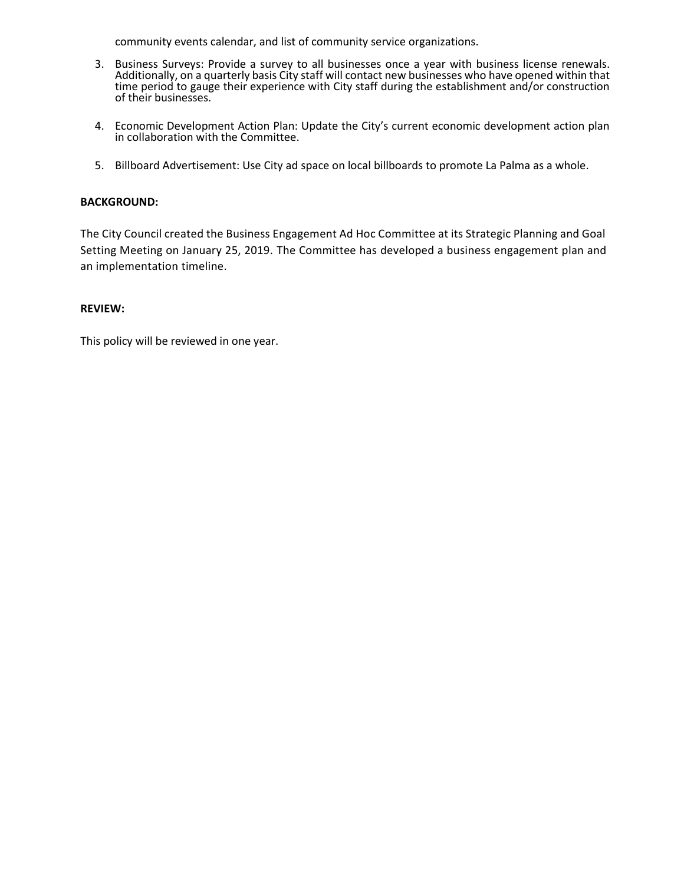community events calendar, and list of community service organizations.

3. Business Surveys: Provide a survey to all businesses once a year with business license renewals. Additionally, on a quarterly basis City staff will contact new businesses who have opened within that time period to gauge their experience with City staff during the establishment and/or construction of their businesses.

4. Economic Development Action Plan: Update the City's current economic development action plan in collaboration with the Committee.

5. Billboard Advertisement: Use City ad space on local billboards to promote La Palma as a whole.

**BACKGROUND:**

The City Council created the Business Engagement Ad Hoc Committee at its Strategic Planning and Goal Setting Meeting on January 25, 2019. The Committee has developed a business engagement plan and an implementation timeline.

**REVIEW:**

This policy will be reviewed in one year.